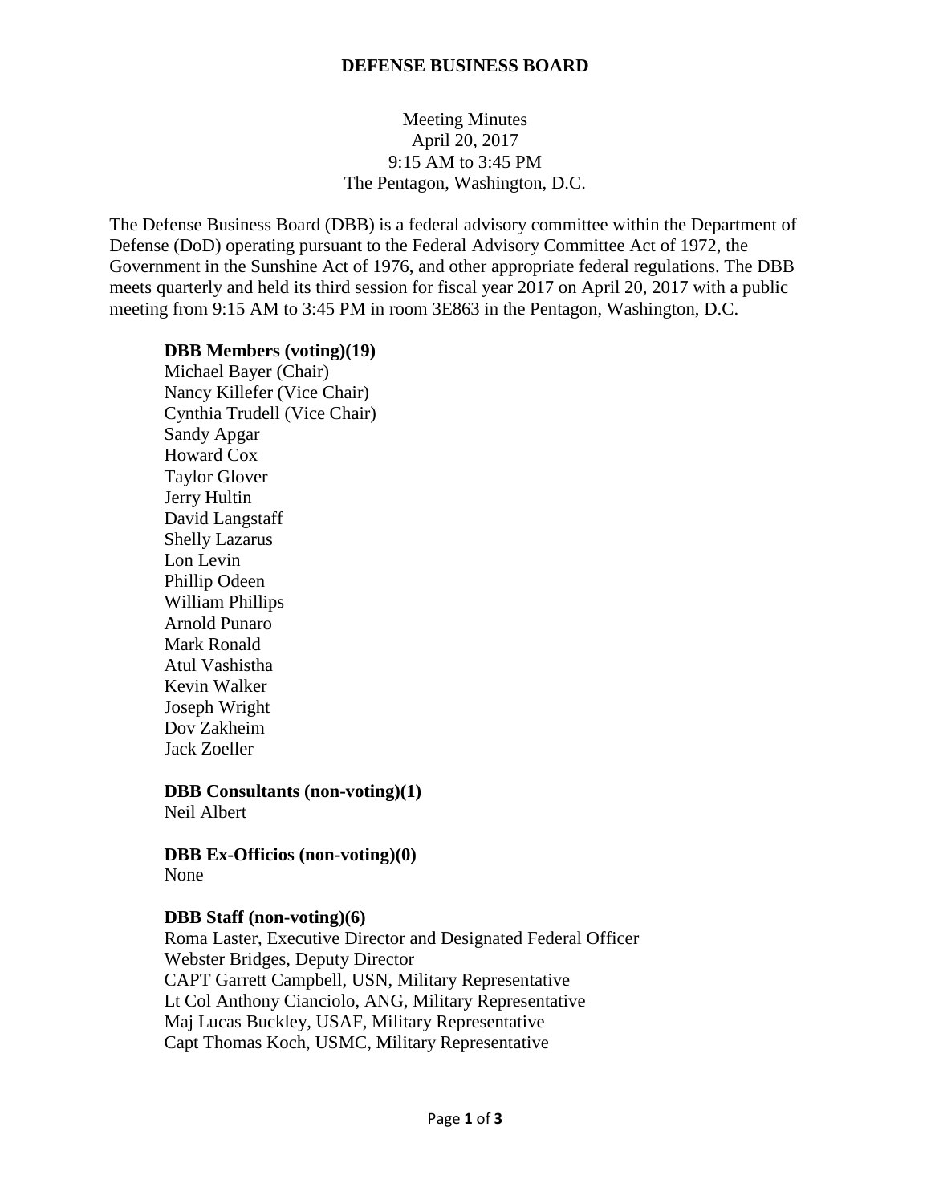# DEFENSE BUSINESS BOARD

Meeting Minutes
April 20, 2017
9:15 AM to 3:45 PM
The Pentagon, Washington, D.C.

The Defense Business Board (DBB) is a federal advisory committee within the Department of Defense (DoD) operating pursuant to the Federal Advisory Committee Act of 1972, the Government in the Sunshine Act of 1976, and other appropriate federal regulations. The DBB meets quarterly and held its third session for fiscal year 2017 on April 20, 2017 with a public meeting from 9:15 AM to 3:45 PM in room 3E863 in the Pentagon, Washington, D.C.

**DBB Members (voting)(19)**
Michael Bayer (Chair)
Nancy Killefer (Vice Chair)
Cynthia Trudell (Vice Chair)
Sandy Apgar
Howard Cox
Taylor Glover
Jerry Hultin
David Langstaff
Shelly Lazarus
Lon Levin
Phillip Odeen
William Phillips
Arnold Punaro
Mark Ronald
Atul Vashistha
Kevin Walker
Joseph Wright
Dov Zakheim
Jack Zoeller

**DBB Consultants (non-voting)(1)**
Neil Albert

**DBB Ex-Officios (non-voting)(0)**
None

**DBB Staff (non-voting)(6)**
Roma Laster, Executive Director and Designated Federal Officer
Webster Bridges, Deputy Director
CAPT Garrett Campbell, USN, Military Representative
Lt Col Anthony Cianciolo, ANG, Military Representative
Maj Lucas Buckley, USAF, Military Representative
Capt Thomas Koch, USMC, Military Representative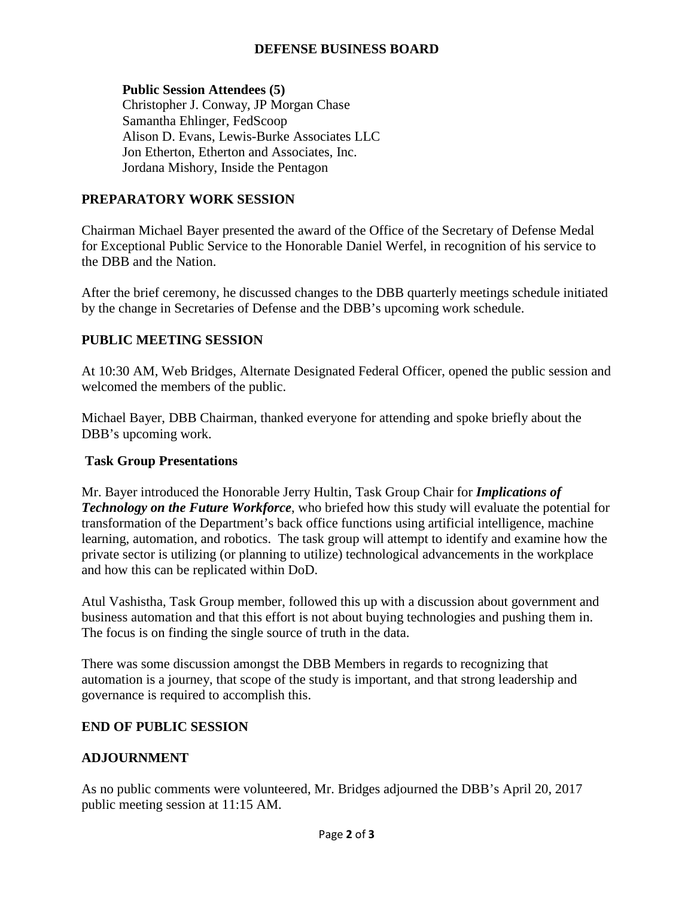**Public Session Attendees (5)**
Christopher J. Conway, JP Morgan Chase
Samantha Ehlinger, FedScoop
Alison D. Evans, Lewis-Burke Associates LLC
Jon Etherton, Etherton and Associates, Inc.
Jordana Mishory, Inside the Pentagon

## PREPARATORY WORK SESSION

Chairman Michael Bayer presented the award of the Office of the Secretary of Defense Medal for Exceptional Public Service to the Honorable Daniel Werfel, in recognition of his service to the DBB and the Nation.

After the brief ceremony, he discussed changes to the DBB quarterly meetings schedule initiated by the change in Secretaries of Defense and the DBB's upcoming work schedule.

## PUBLIC MEETING SESSION

At 10:30 AM, Web Bridges, Alternate Designated Federal Officer, opened the public session and welcomed the members of the public.

Michael Bayer, DBB Chairman, thanked everyone for attending and spoke briefly about the DBB's upcoming work.

### Task Group Presentations

Mr. Bayer introduced the Honorable Jerry Hultin, Task Group Chair for ***Implications of Technology on the Future Workforce***, who briefed how this study will evaluate the potential for transformation of the Department's back office functions using artificial intelligence, machine learning, automation, and robotics. The task group will attempt to identify and examine how the private sector is utilizing (or planning to utilize) technological advancements in the workplace and how this can be replicated within DoD.

Atul Vashistha, Task Group member, followed this up with a discussion about government and business automation and that this effort is not about buying technologies and pushing them in. The focus is on finding the single source of truth in the data.

There was some discussion amongst the DBB Members in regards to recognizing that automation is a journey, that scope of the study is important, and that strong leadership and governance is required to accomplish this.

## END OF PUBLIC SESSION

## ADJOURNMENT

As no public comments were volunteered, Mr. Bridges adjourned the DBB's April 20, 2017 public meeting session at 11:15 AM.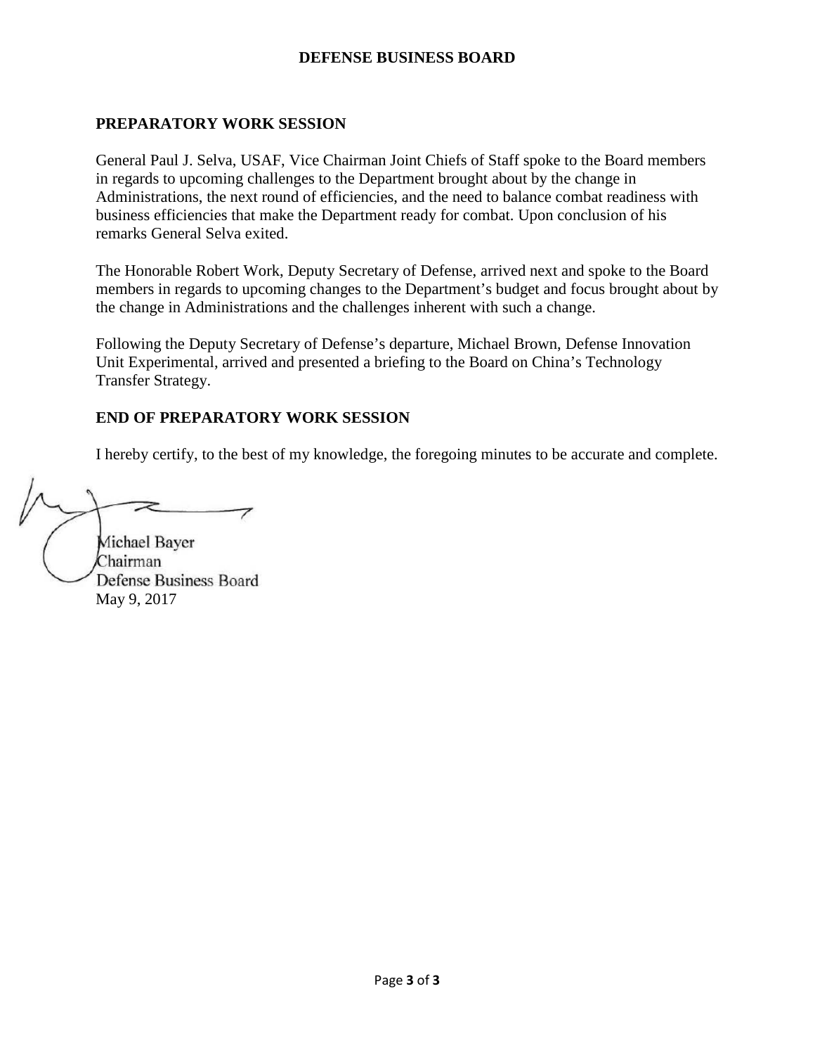## PREPARATORY WORK SESSION

General Paul J. Selva, USAF, Vice Chairman Joint Chiefs of Staff spoke to the Board members in regards to upcoming challenges to the Department brought about by the change in Administrations, the next round of efficiencies, and the need to balance combat readiness with business efficiencies that make the Department ready for combat. Upon conclusion of his remarks General Selva exited.

The Honorable Robert Work, Deputy Secretary of Defense, arrived next and spoke to the Board members in regards to upcoming changes to the Department's budget and focus brought about by the change in Administrations and the challenges inherent with such a change.

Following the Deputy Secretary of Defense's departure, Michael Brown, Defense Innovation Unit Experimental, arrived and presented a briefing to the Board on China's Technology Transfer Strategy.

## END OF PREPARATORY WORK SESSION

I hereby certify, to the best of my knowledge, the foregoing minutes to be accurate and complete.

Michael Bayer
Chairman
Defense Business Board
May 9, 2017